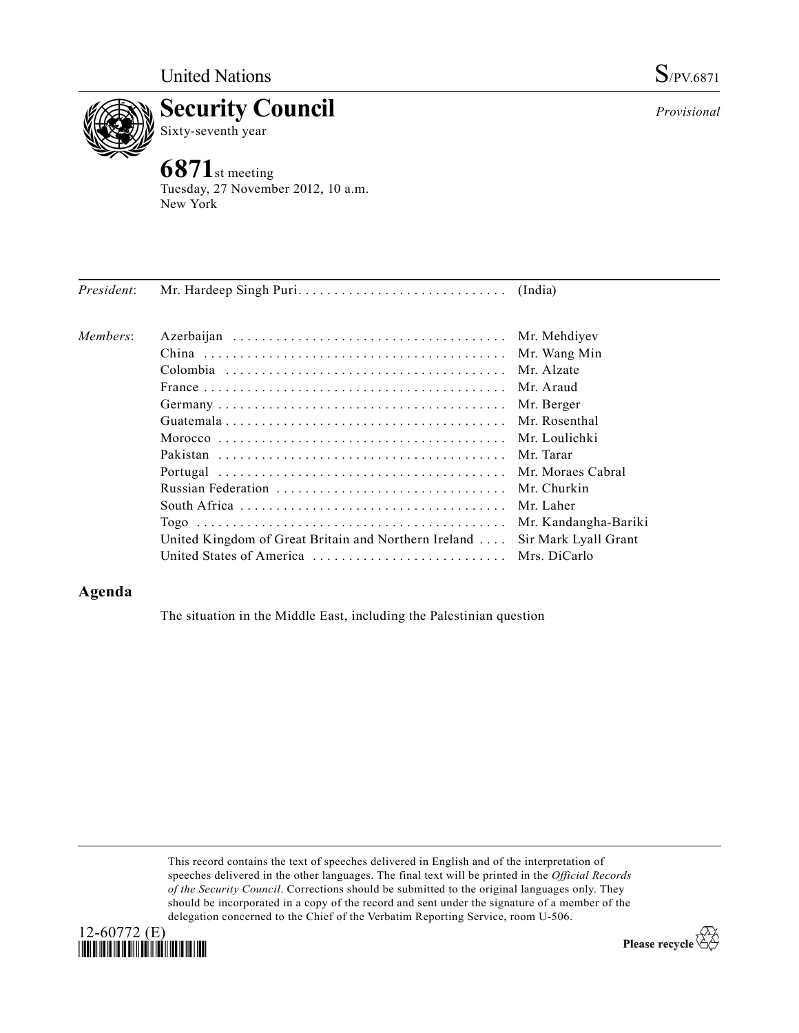United Nations S/PV.6871

# Security Council

Sixty-seventh year

*Provisional*

## 6871st meeting

Tuesday, 27 November 2012, 10 a.m.
New York

| | | |
|---|---|---|
| *President*: | Mr. Hardeep Singh Puri | (India) |
| *Members*: | Azerbaijan | Mr. Mehdiyev |
| | China | Mr. Wang Min |
| | Colombia | Mr. Alzate |
| | France | Mr. Araud |
| | Germany | Mr. Berger |
| | Guatemala | Mr. Rosenthal |
| | Morocco | Mr. Loulichki |
| | Pakistan | Mr. Tarar |
| | Portugal | Mr. Moraes Cabral |
| | Russian Federation | Mr. Churkin |
| | South Africa | Mr. Laher |
| | Togo | Mr. Kandangha-Bariki |
| | United Kingdom of Great Britain and Northern Ireland | Sir Mark Lyall Grant |
| | United States of America | Mrs. DiCarlo |

## Agenda

The situation in the Middle East, including the Palestinian question

This record contains the text of speeches delivered in English and of the interpretation of speeches delivered in the other languages. The final text will be printed in the *Official Records of the Security Council*. Corrections should be submitted to the original languages only. They should be incorporated in a copy of the record and sent under the signature of a member of the delegation concerned to the Chief of the Verbatim Reporting Service, room U-506.

12-60772 (E)

Please recycle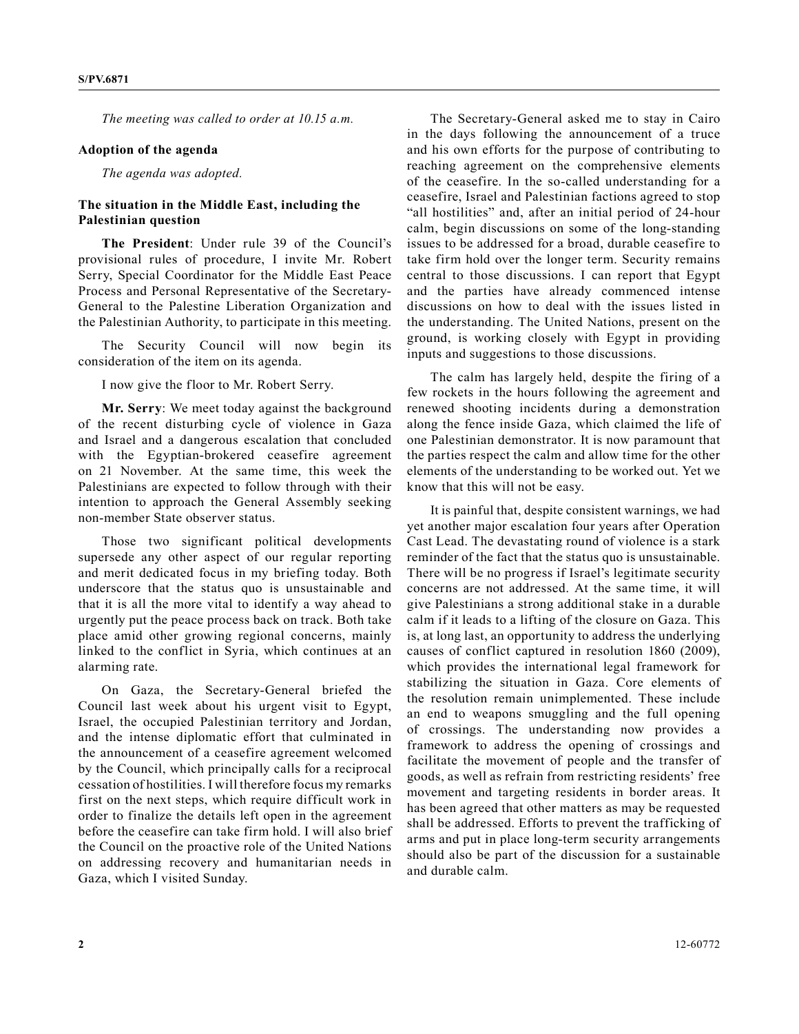*The meeting was called to order at 10.15 a.m.*

**Adoption of the agenda**

*The agenda was adopted.*

**The situation in the Middle East, including the Palestinian question**

**The President**: Under rule 39 of the Council's provisional rules of procedure, I invite Mr. Robert Serry, Special Coordinator for the Middle East Peace Process and Personal Representative of the Secretary-General to the Palestine Liberation Organization and the Palestinian Authority, to participate in this meeting.

The Security Council will now begin its consideration of the item on its agenda.

I now give the floor to Mr. Robert Serry.

**Mr. Serry**: We meet today against the background of the recent disturbing cycle of violence in Gaza and Israel and a dangerous escalation that concluded with the Egyptian-brokered ceasefire agreement on 21 November. At the same time, this week the Palestinians are expected to follow through with their intention to approach the General Assembly seeking non-member State observer status.

Those two significant political developments supersede any other aspect of our regular reporting and merit dedicated focus in my briefing today. Both underscore that the status quo is unsustainable and that it is all the more vital to identify a way ahead to urgently put the peace process back on track. Both take place amid other growing regional concerns, mainly linked to the conflict in Syria, which continues at an alarming rate.

On Gaza, the Secretary-General briefed the Council last week about his urgent visit to Egypt, Israel, the occupied Palestinian territory and Jordan, and the intense diplomatic effort that culminated in the announcement of a ceasefire agreement welcomed by the Council, which principally calls for a reciprocal cessation of hostilities. I will therefore focus my remarks first on the next steps, which require difficult work in order to finalize the details left open in the agreement before the ceasefire can take firm hold. I will also brief the Council on the proactive role of the United Nations on addressing recovery and humanitarian needs in Gaza, which I visited Sunday.

The Secretary-General asked me to stay in Cairo in the days following the announcement of a truce and his own efforts for the purpose of contributing to reaching agreement on the comprehensive elements of the ceasefire. In the so-called understanding for a ceasefire, Israel and Palestinian factions agreed to stop "all hostilities" and, after an initial period of 24-hour calm, begin discussions on some of the long-standing issues to be addressed for a broad, durable ceasefire to take firm hold over the longer term. Security remains central to those discussions. I can report that Egypt and the parties have already commenced intense discussions on how to deal with the issues listed in the understanding. The United Nations, present on the ground, is working closely with Egypt in providing inputs and suggestions to those discussions.

The calm has largely held, despite the firing of a few rockets in the hours following the agreement and renewed shooting incidents during a demonstration along the fence inside Gaza, which claimed the life of one Palestinian demonstrator. It is now paramount that the parties respect the calm and allow time for the other elements of the understanding to be worked out. Yet we know that this will not be easy.

It is painful that, despite consistent warnings, we had yet another major escalation four years after Operation Cast Lead. The devastating round of violence is a stark reminder of the fact that the status quo is unsustainable. There will be no progress if Israel's legitimate security concerns are not addressed. At the same time, it will give Palestinians a strong additional stake in a durable calm if it leads to a lifting of the closure on Gaza. This is, at long last, an opportunity to address the underlying causes of conflict captured in resolution 1860 (2009), which provides the international legal framework for stabilizing the situation in Gaza. Core elements of the resolution remain unimplemented. These include an end to weapons smuggling and the full opening of crossings. The understanding now provides a framework to address the opening of crossings and facilitate the movement of people and the transfer of goods, as well as refrain from restricting residents' free movement and targeting residents in border areas. It has been agreed that other matters as may be requested shall be addressed. Efforts to prevent the trafficking of arms and put in place long-term security arrangements should also be part of the discussion for a sustainable and durable calm.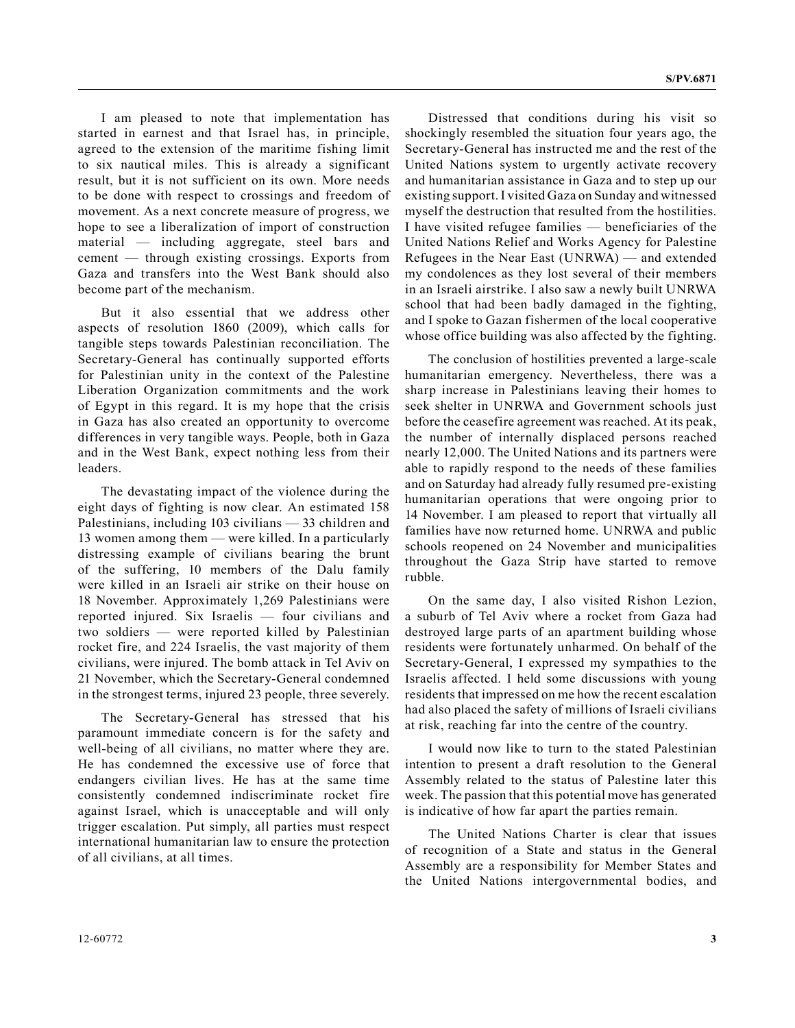I am pleased to note that implementation has started in earnest and that Israel has, in principle, agreed to the extension of the maritime fishing limit to six nautical miles. This is already a significant result, but it is not sufficient on its own. More needs to be done with respect to crossings and freedom of movement. As a next concrete measure of progress, we hope to see a liberalization of import of construction material — including aggregate, steel bars and cement — through existing crossings. Exports from Gaza and transfers into the West Bank should also become part of the mechanism.

But it also essential that we address other aspects of resolution 1860 (2009), which calls for tangible steps towards Palestinian reconciliation. The Secretary-General has continually supported efforts for Palestinian unity in the context of the Palestine Liberation Organization commitments and the work of Egypt in this regard. It is my hope that the crisis in Gaza has also created an opportunity to overcome differences in very tangible ways. People, both in Gaza and in the West Bank, expect nothing less from their leaders.

The devastating impact of the violence during the eight days of fighting is now clear. An estimated 158 Palestinians, including 103 civilians — 33 children and 13 women among them — were killed. In a particularly distressing example of civilians bearing the brunt of the suffering, 10 members of the Dalu family were killed in an Israeli air strike on their house on 18 November. Approximately 1,269 Palestinians were reported injured. Six Israelis — four civilians and two soldiers — were reported killed by Palestinian rocket fire, and 224 Israelis, the vast majority of them civilians, were injured. The bomb attack in Tel Aviv on 21 November, which the Secretary-General condemned in the strongest terms, injured 23 people, three severely.

The Secretary-General has stressed that his paramount immediate concern is for the safety and well-being of all civilians, no matter where they are. He has condemned the excessive use of force that endangers civilian lives. He has at the same time consistently condemned indiscriminate rocket fire against Israel, which is unacceptable and will only trigger escalation. Put simply, all parties must respect international humanitarian law to ensure the protection of all civilians, at all times.

Distressed that conditions during his visit so shockingly resembled the situation four years ago, the Secretary-General has instructed me and the rest of the United Nations system to urgently activate recovery and humanitarian assistance in Gaza and to step up our existing support. I visited Gaza on Sunday and witnessed myself the destruction that resulted from the hostilities. I have visited refugee families — beneficiaries of the United Nations Relief and Works Agency for Palestine Refugees in the Near East (UNRWA) — and extended my condolences as they lost several of their members in an Israeli airstrike. I also saw a newly built UNRWA school that had been badly damaged in the fighting, and I spoke to Gazan fishermen of the local cooperative whose office building was also affected by the fighting.

The conclusion of hostilities prevented a large-scale humanitarian emergency. Nevertheless, there was a sharp increase in Palestinians leaving their homes to seek shelter in UNRWA and Government schools just before the ceasefire agreement was reached. At its peak, the number of internally displaced persons reached nearly 12,000. The United Nations and its partners were able to rapidly respond to the needs of these families and on Saturday had already fully resumed pre-existing humanitarian operations that were ongoing prior to 14 November. I am pleased to report that virtually all families have now returned home. UNRWA and public schools reopened on 24 November and municipalities throughout the Gaza Strip have started to remove rubble.

On the same day, I also visited Rishon Lezion, a suburb of Tel Aviv where a rocket from Gaza had destroyed large parts of an apartment building whose residents were fortunately unharmed. On behalf of the Secretary-General, I expressed my sympathies to the Israelis affected. I held some discussions with young residents that impressed on me how the recent escalation had also placed the safety of millions of Israeli civilians at risk, reaching far into the centre of the country.

I would now like to turn to the stated Palestinian intention to present a draft resolution to the General Assembly related to the status of Palestine later this week. The passion that this potential move has generated is indicative of how far apart the parties remain.

The United Nations Charter is clear that issues of recognition of a State and status in the General Assembly are a responsibility for Member States and the United Nations intergovernmental bodies, and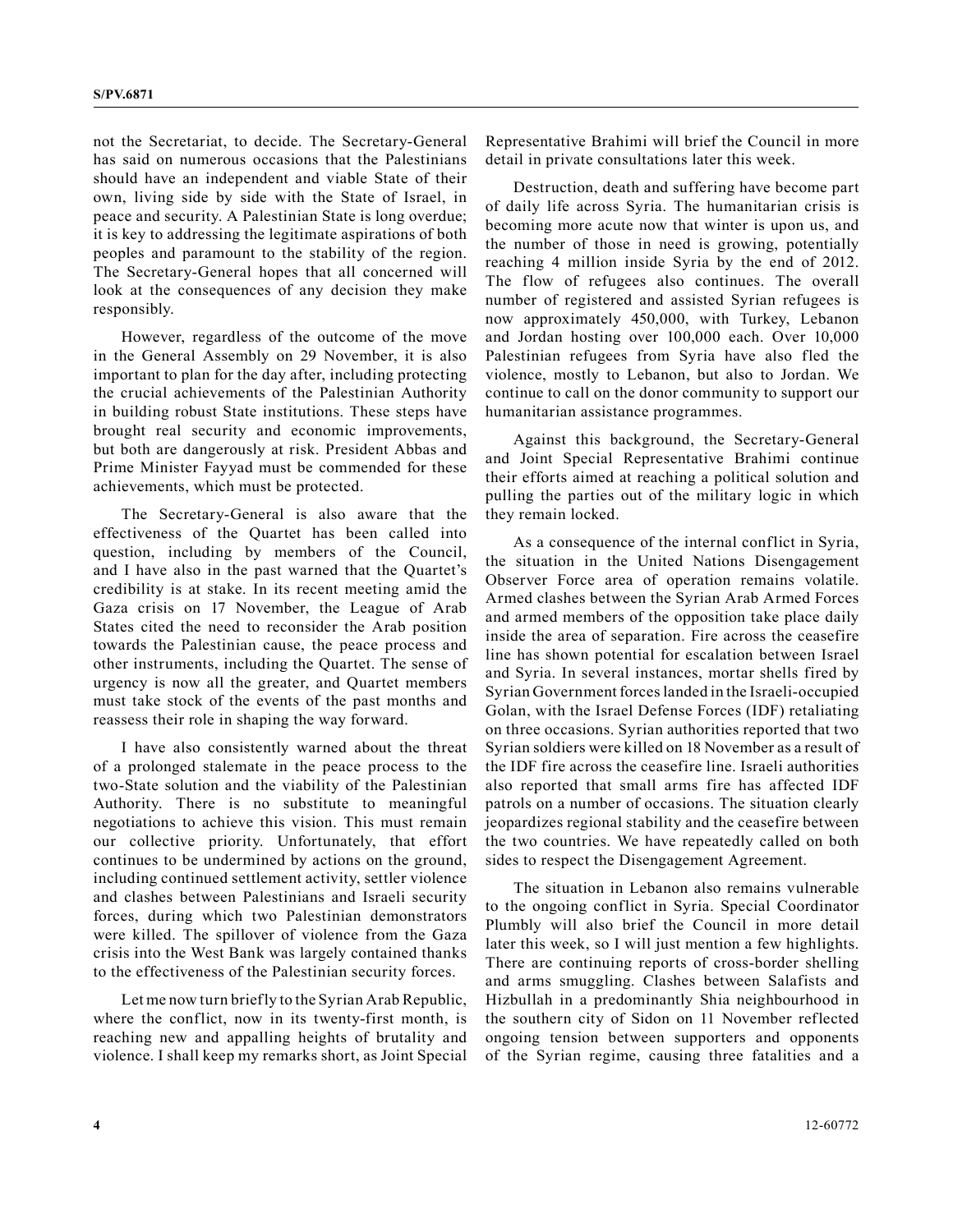not the Secretariat, to decide. The Secretary-General has said on numerous occasions that the Palestinians should have an independent and viable State of their own, living side by side with the State of Israel, in peace and security. A Palestinian State is long overdue; it is key to addressing the legitimate aspirations of both peoples and paramount to the stability of the region. The Secretary-General hopes that all concerned will look at the consequences of any decision they make responsibly.

However, regardless of the outcome of the move in the General Assembly on 29 November, it is also important to plan for the day after, including protecting the crucial achievements of the Palestinian Authority in building robust State institutions. These steps have brought real security and economic improvements, but both are dangerously at risk. President Abbas and Prime Minister Fayyad must be commended for these achievements, which must be protected.

The Secretary-General is also aware that the effectiveness of the Quartet has been called into question, including by members of the Council, and I have also in the past warned that the Quartet's credibility is at stake. In its recent meeting amid the Gaza crisis on 17 November, the League of Arab States cited the need to reconsider the Arab position towards the Palestinian cause, the peace process and other instruments, including the Quartet. The sense of urgency is now all the greater, and Quartet members must take stock of the events of the past months and reassess their role in shaping the way forward.

I have also consistently warned about the threat of a prolonged stalemate in the peace process to the two-State solution and the viability of the Palestinian Authority. There is no substitute to meaningful negotiations to achieve this vision. This must remain our collective priority. Unfortunately, that effort continues to be undermined by actions on the ground, including continued settlement activity, settler violence and clashes between Palestinians and Israeli security forces, during which two Palestinian demonstrators were killed. The spillover of violence from the Gaza crisis into the West Bank was largely contained thanks to the effectiveness of the Palestinian security forces.

Let me now turn briefly to the Syrian Arab Republic, where the conflict, now in its twenty-first month, is reaching new and appalling heights of brutality and violence. I shall keep my remarks short, as Joint Special Representative Brahimi will brief the Council in more detail in private consultations later this week.

Destruction, death and suffering have become part of daily life across Syria. The humanitarian crisis is becoming more acute now that winter is upon us, and the number of those in need is growing, potentially reaching 4 million inside Syria by the end of 2012. The flow of refugees also continues. The overall number of registered and assisted Syrian refugees is now approximately 450,000, with Turkey, Lebanon and Jordan hosting over 100,000 each. Over 10,000 Palestinian refugees from Syria have also fled the violence, mostly to Lebanon, but also to Jordan. We continue to call on the donor community to support our humanitarian assistance programmes.

Against this background, the Secretary-General and Joint Special Representative Brahimi continue their efforts aimed at reaching a political solution and pulling the parties out of the military logic in which they remain locked.

As a consequence of the internal conflict in Syria, the situation in the United Nations Disengagement Observer Force area of operation remains volatile. Armed clashes between the Syrian Arab Armed Forces and armed members of the opposition take place daily inside the area of separation. Fire across the ceasefire line has shown potential for escalation between Israel and Syria. In several instances, mortar shells fired by Syrian Government forces landed in the Israeli-occupied Golan, with the Israel Defense Forces (IDF) retaliating on three occasions. Syrian authorities reported that two Syrian soldiers were killed on 18 November as a result of the IDF fire across the ceasefire line. Israeli authorities also reported that small arms fire has affected IDF patrols on a number of occasions. The situation clearly jeopardizes regional stability and the ceasefire between the two countries. We have repeatedly called on both sides to respect the Disengagement Agreement.

The situation in Lebanon also remains vulnerable to the ongoing conflict in Syria. Special Coordinator Plumbly will also brief the Council in more detail later this week, so I will just mention a few highlights. There are continuing reports of cross-border shelling and arms smuggling. Clashes between Salafists and Hizbullah in a predominantly Shia neighbourhood in the southern city of Sidon on 11 November reflected ongoing tension between supporters and opponents of the Syrian regime, causing three fatalities and a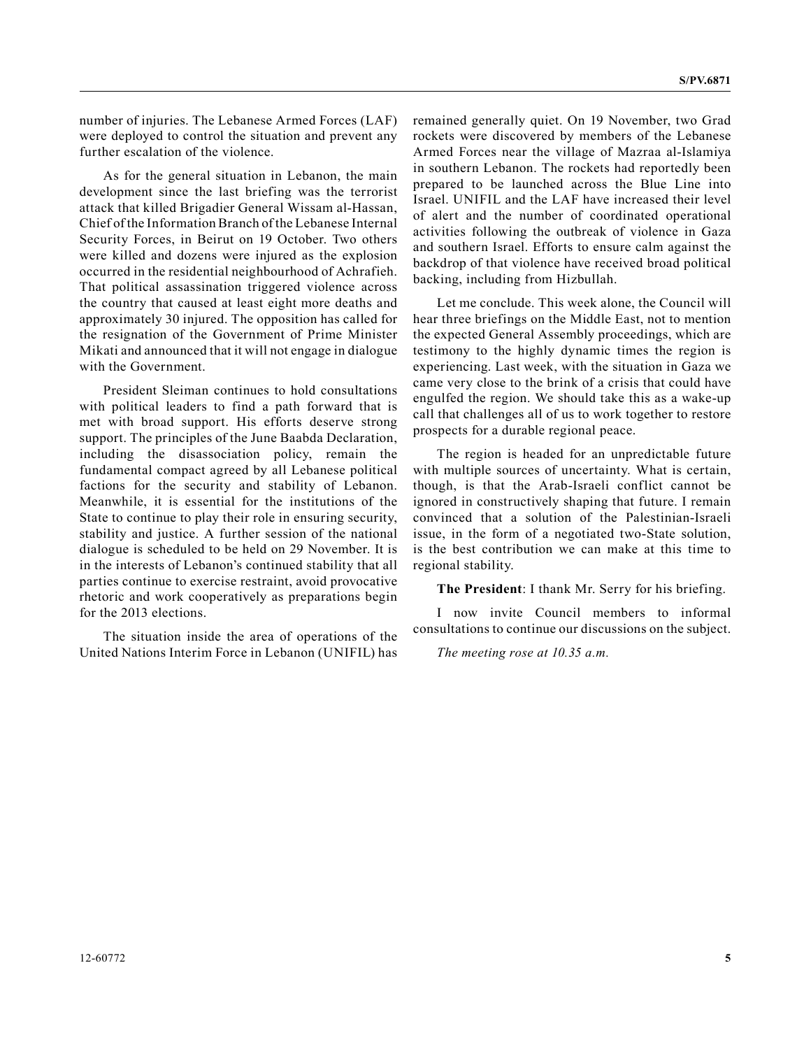number of injuries. The Lebanese Armed Forces (LAF) were deployed to control the situation and prevent any further escalation of the violence.

As for the general situation in Lebanon, the main development since the last briefing was the terrorist attack that killed Brigadier General Wissam al-Hassan, Chief of the Information Branch of the Lebanese Internal Security Forces, in Beirut on 19 October. Two others were killed and dozens were injured as the explosion occurred in the residential neighbourhood of Achrafieh. That political assassination triggered violence across the country that caused at least eight more deaths and approximately 30 injured. The opposition has called for the resignation of the Government of Prime Minister Mikati and announced that it will not engage in dialogue with the Government.

President Sleiman continues to hold consultations with political leaders to find a path forward that is met with broad support. His efforts deserve strong support. The principles of the June Baabda Declaration, including the disassociation policy, remain the fundamental compact agreed by all Lebanese political factions for the security and stability of Lebanon. Meanwhile, it is essential for the institutions of the State to continue to play their role in ensuring security, stability and justice. A further session of the national dialogue is scheduled to be held on 29 November. It is in the interests of Lebanon's continued stability that all parties continue to exercise restraint, avoid provocative rhetoric and work cooperatively as preparations begin for the 2013 elections.

The situation inside the area of operations of the United Nations Interim Force in Lebanon (UNIFIL) has remained generally quiet. On 19 November, two Grad rockets were discovered by members of the Lebanese Armed Forces near the village of Mazraa al-Islamiya in southern Lebanon. The rockets had reportedly been prepared to be launched across the Blue Line into Israel. UNIFIL and the LAF have increased their level of alert and the number of coordinated operational activities following the outbreak of violence in Gaza and southern Israel. Efforts to ensure calm against the backdrop of that violence have received broad political backing, including from Hizbullah.

Let me conclude. This week alone, the Council will hear three briefings on the Middle East, not to mention the expected General Assembly proceedings, which are testimony to the highly dynamic times the region is experiencing. Last week, with the situation in Gaza we came very close to the brink of a crisis that could have engulfed the region. We should take this as a wake-up call that challenges all of us to work together to restore prospects for a durable regional peace.

The region is headed for an unpredictable future with multiple sources of uncertainty. What is certain, though, is that the Arab-Israeli conflict cannot be ignored in constructively shaping that future. I remain convinced that a solution of the Palestinian-Israeli issue, in the form of a negotiated two-State solution, is the best contribution we can make at this time to regional stability.

**The President**: I thank Mr. Serry for his briefing.

I now invite Council members to informal consultations to continue our discussions on the subject.

*The meeting rose at 10.35 a.m.*